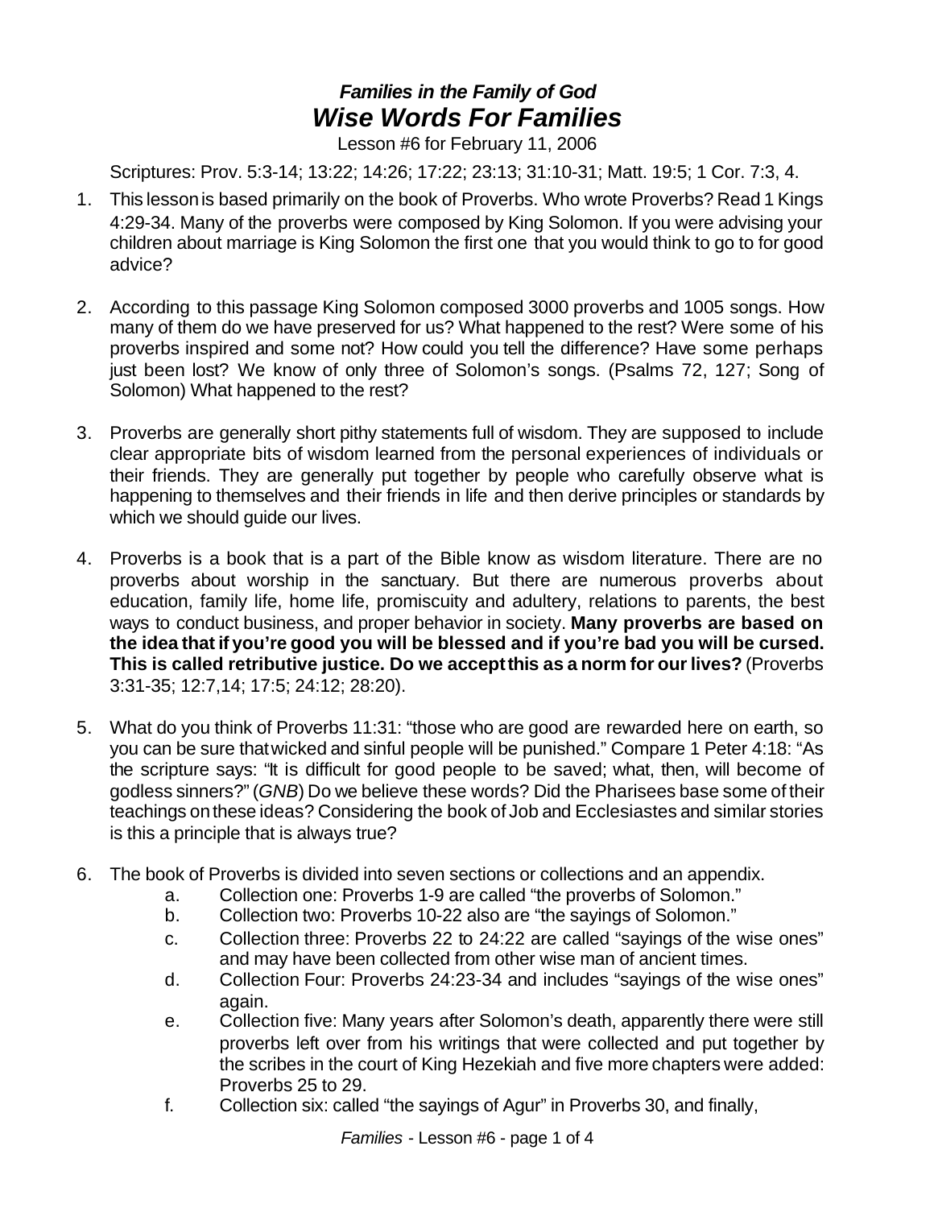# *Families in the Family of God*
# *Wise Words For Families*

Lesson #6 for February 11, 2006

Scriptures: Prov. 5:3-14; 13:22; 14:26; 17:22; 23:13; 31:10-31; Matt. 19:5; 1 Cor. 7:3, 4.

1. This lesson is based primarily on the book of Proverbs. Who wrote Proverbs? Read 1 Kings 4:29-34. Many of the proverbs were composed by King Solomon. If you were advising your children about marriage is King Solomon the first one that you would think to go to for good advice?

2. According to this passage King Solomon composed 3000 proverbs and 1005 songs. How many of them do we have preserved for us? What happened to the rest? Were some of his proverbs inspired and some not? How could you tell the difference? Have some perhaps just been lost? We know of only three of Solomon's songs. (Psalms 72, 127; Song of Solomon) What happened to the rest?

3. Proverbs are generally short pithy statements full of wisdom. They are supposed to include clear appropriate bits of wisdom learned from the personal experiences of individuals or their friends. They are generally put together by people who carefully observe what is happening to themselves and their friends in life and then derive principles or standards by which we should guide our lives.

4. Proverbs is a book that is a part of the Bible know as wisdom literature. There are no proverbs about worship in the sanctuary. But there are numerous proverbs about education, family life, home life, promiscuity and adultery, relations to parents, the best ways to conduct business, and proper behavior in society. **Many proverbs are based on the idea that if you're good you will be blessed and if you're bad you will be cursed. This is called retributive justice. Do we accept this as a norm for our lives?** (Proverbs 3:31-35; 12:7,14; 17:5; 24:12; 28:20).

5. What do you think of Proverbs 11:31: "those who are good are rewarded here on earth, so you can be sure that wicked and sinful people will be punished." Compare 1 Peter 4:18: "As the scripture says: "It is difficult for good people to be saved; what, then, will become of godless sinners?" (*GNB*) Do we believe these words? Did the Pharisees base some of their teachings on these ideas? Considering the book of Job and Ecclesiastes and similar stories is this a principle that is always true?

6. The book of Proverbs is divided into seven sections or collections and an appendix.
   a. Collection one: Proverbs 1-9 are called "the proverbs of Solomon."
   b. Collection two: Proverbs 10-22 also are "the sayings of Solomon."
   c. Collection three: Proverbs 22 to 24:22 are called "sayings of the wise ones" and may have been collected from other wise man of ancient times.
   d. Collection Four: Proverbs 24:23-34 and includes "sayings of the wise ones" again.
   e. Collection five: Many years after Solomon's death, apparently there were still proverbs left over from his writings that were collected and put together by the scribes in the court of King Hezekiah and five more chapters were added: Proverbs 25 to 29.
   f. Collection six: called "the sayings of Agur" in Proverbs 30, and finally,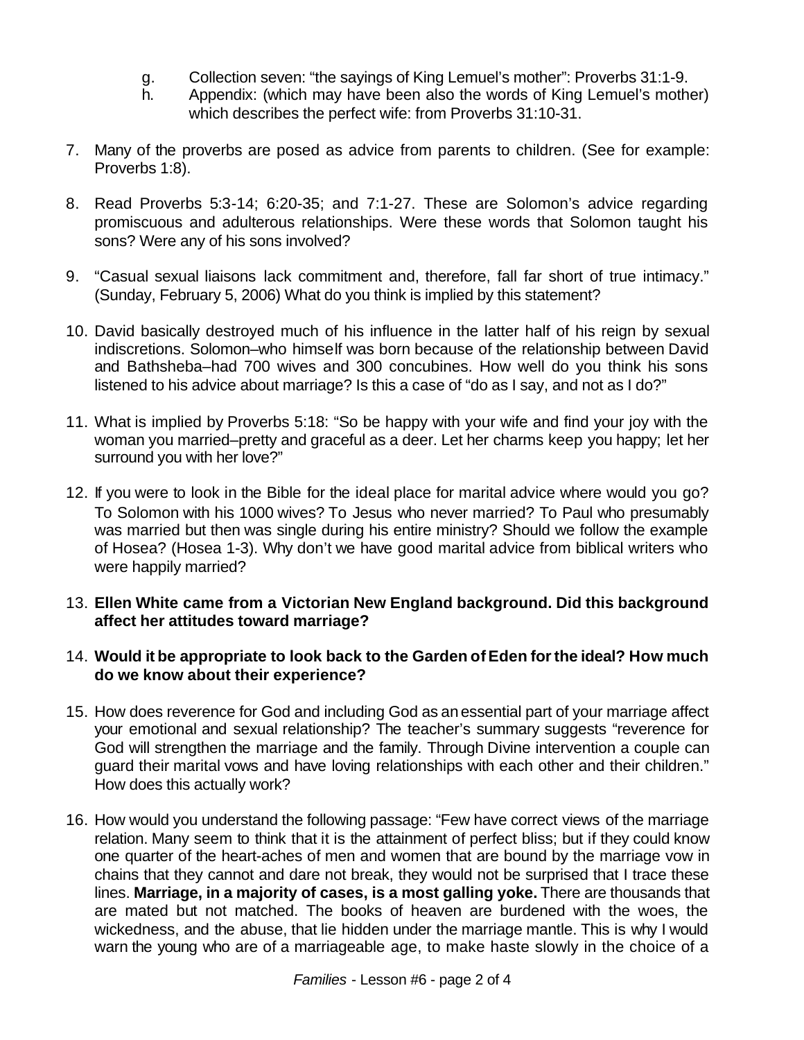g. Collection seven: "the sayings of King Lemuel's mother": Proverbs 31:1-9.
   h. Appendix: (which may have been also the words of King Lemuel's mother) which describes the perfect wife: from Proverbs 31:10-31.

7. Many of the proverbs are posed as advice from parents to children. (See for example: Proverbs 1:8).

8. Read Proverbs 5:3-14; 6:20-35; and 7:1-27. These are Solomon's advice regarding promiscuous and adulterous relationships. Were these words that Solomon taught his sons? Were any of his sons involved?

9. "Casual sexual liaisons lack commitment and, therefore, fall far short of true intimacy." (Sunday, February 5, 2006) What do you think is implied by this statement?

10. David basically destroyed much of his influence in the latter half of his reign by sexual indiscretions. Solomon–who himself was born because of the relationship between David and Bathsheba–had 700 wives and 300 concubines. How well do you think his sons listened to his advice about marriage? Is this a case of "do as I say, and not as I do?"

11. What is implied by Proverbs 5:18: "So be happy with your wife and find your joy with the woman you married–pretty and graceful as a deer. Let her charms keep you happy; let her surround you with her love?"

12. If you were to look in the Bible for the ideal place for marital advice where would you go? To Solomon with his 1000 wives? To Jesus who never married? To Paul who presumably was married but then was single during his entire ministry? Should we follow the example of Hosea? (Hosea 1-3). Why don't we have good marital advice from biblical writers who were happily married?

13. **Ellen White came from a Victorian New England background. Did this background affect her attitudes toward marriage?**

14. **Would it be appropriate to look back to the Garden of Eden for the ideal? How much do we know about their experience?**

15. How does reverence for God and including God as an essential part of your marriage affect your emotional and sexual relationship? The teacher's summary suggests "reverence for God will strengthen the marriage and the family. Through Divine intervention a couple can guard their marital vows and have loving relationships with each other and their children." How does this actually work?

16. How would you understand the following passage: "Few have correct views of the marriage relation. Many seem to think that it is the attainment of perfect bliss; but if they could know one quarter of the heart-aches of men and women that are bound by the marriage vow in chains that they cannot and dare not break, they would not be surprised that I trace these lines. **Marriage, in a majority of cases, is a most galling yoke.** There are thousands that are mated but not matched. The books of heaven are burdened with the woes, the wickedness, and the abuse, that lie hidden under the marriage mantle. This is why I would warn the young who are of a marriageable age, to make haste slowly in the choice of a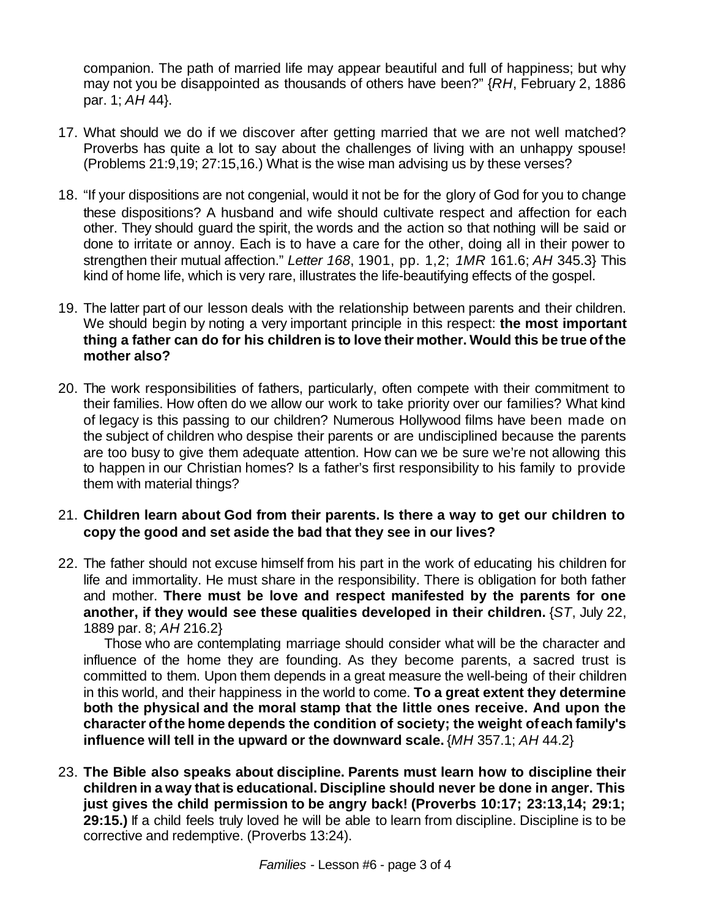companion. The path of married life may appear beautiful and full of happiness; but why may not you be disappointed as thousands of others have been?" {*RH*, February 2, 1886 par. 1; *AH* 44}.

17. What should we do if we discover after getting married that we are not well matched? Proverbs has quite a lot to say about the challenges of living with an unhappy spouse! (Problems 21:9,19; 27:15,16.) What is the wise man advising us by these verses?

18. "If your dispositions are not congenial, would it not be for the glory of God for you to change these dispositions? A husband and wife should cultivate respect and affection for each other. They should guard the spirit, the words and the action so that nothing will be said or done to irritate or annoy. Each is to have a care for the other, doing all in their power to strengthen their mutual affection." *Letter 168*, 1901, pp. 1,2; *1MR* 161.6; *AH* 345.3} This kind of home life, which is very rare, illustrates the life-beautifying effects of the gospel.

19. The latter part of our lesson deals with the relationship between parents and their children. We should begin by noting a very important principle in this respect: **the most important thing a father can do for his children is to love their mother. Would this be true of the mother also?**

20. The work responsibilities of fathers, particularly, often compete with their commitment to their families. How often do we allow our work to take priority over our families? What kind of legacy is this passing to our children? Numerous Hollywood films have been made on the subject of children who despise their parents or are undisciplined because the parents are too busy to give them adequate attention. How can we be sure we're not allowing this to happen in our Christian homes? Is a father's first responsibility to his family to provide them with material things?

21. **Children learn about God from their parents. Is there a way to get our children to copy the good and set aside the bad that they see in our lives?**

22. The father should not excuse himself from his part in the work of educating his children for life and immortality. He must share in the responsibility. There is obligation for both father and mother. **There must be love and respect manifested by the parents for one another, if they would see these qualities developed in their children.** {*ST*, July 22, 1889 par. 8; *AH* 216.2}

    Those who are contemplating marriage should consider what will be the character and influence of the home they are founding. As they become parents, a sacred trust is committed to them. Upon them depends in a great measure the well-being of their children in this world, and their happiness in the world to come. **To a great extent they determine both the physical and the moral stamp that the little ones receive. And upon the character of the home depends the condition of society; the weight of each family's influence will tell in the upward or the downward scale.** {*MH* 357.1; *AH* 44.2}

23. **The Bible also speaks about discipline. Parents must learn how to discipline their children in a way that is educational. Discipline should never be done in anger. This just gives the child permission to be angry back! (Proverbs 10:17; 23:13,14; 29:1; 29:15.)** If a child feels truly loved he will be able to learn from discipline. Discipline is to be corrective and redemptive. (Proverbs 13:24).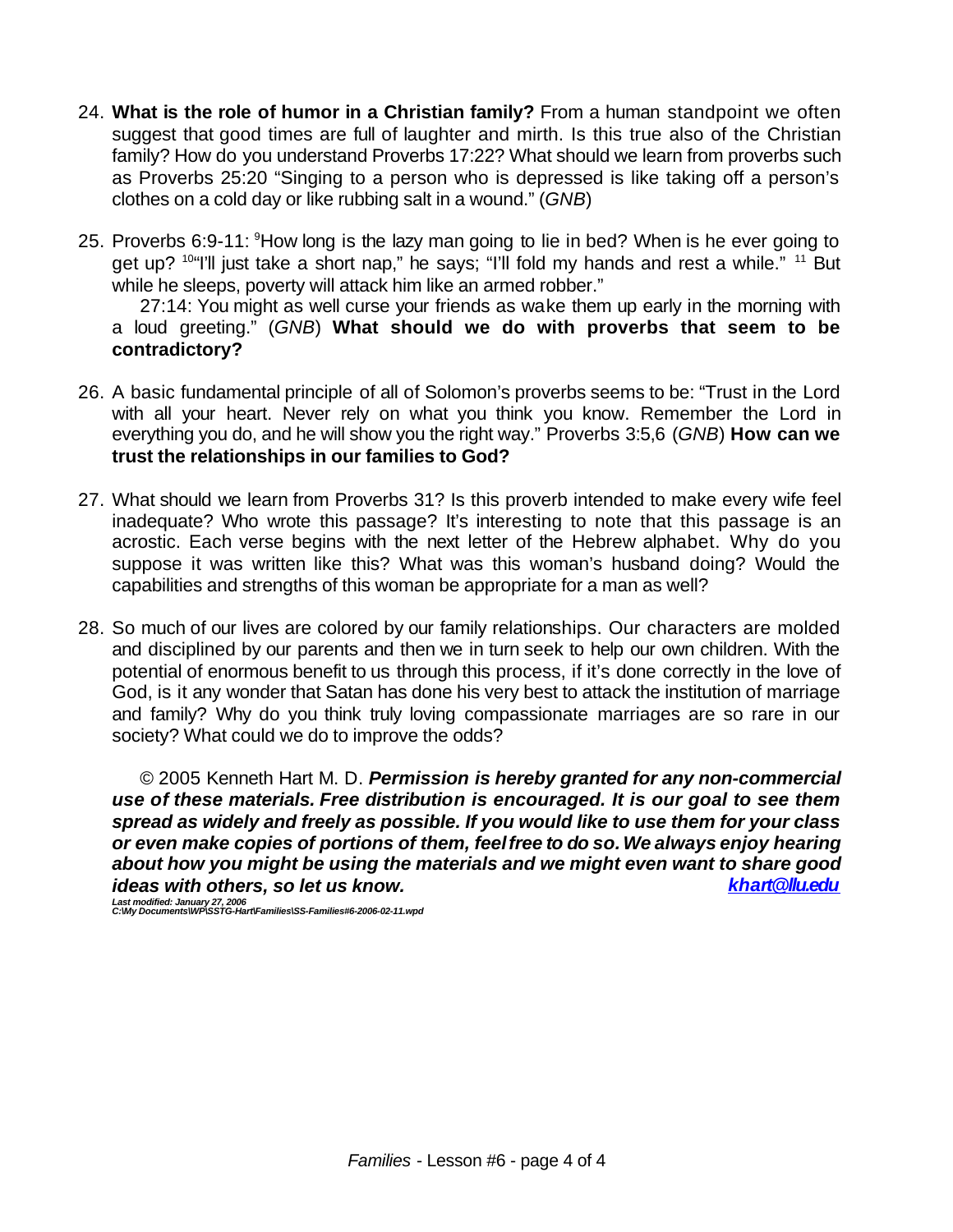24. **What is the role of humor in a Christian family?** From a human standpoint we often suggest that good times are full of laughter and mirth. Is this true also of the Christian family? How do you understand Proverbs 17:22? What should we learn from proverbs such as Proverbs 25:20 "Singing to a person who is depressed is like taking off a person's clothes on a cold day or like rubbing salt in a wound." (*GNB*)

25. Proverbs 6:9-11: [9]How long is the lazy man going to lie in bed? When is he ever going to get up? [10]"I'll just take a short nap," he says; "I'll fold my hands and rest a while." [11] But while he sleeps, poverty will attack him like an armed robber."

    27:14: You might as well curse your friends as wake them up early in the morning with a loud greeting." (*GNB*) **What should we do with proverbs that seem to be contradictory?**

26. A basic fundamental principle of all of Solomon's proverbs seems to be: "Trust in the Lord with all your heart. Never rely on what you think you know. Remember the Lord in everything you do, and he will show you the right way." Proverbs 3:5,6 (*GNB*) **How can we trust the relationships in our families to God?**

27. What should we learn from Proverbs 31? Is this proverb intended to make every wife feel inadequate? Who wrote this passage? It's interesting to note that this passage is an acrostic. Each verse begins with the next letter of the Hebrew alphabet. Why do you suppose it was written like this? What was this woman's husband doing? Would the capabilities and strengths of this woman be appropriate for a man as well?

28. So much of our lives are colored by our family relationships. Our characters are molded and disciplined by our parents and then we in turn seek to help our own children. With the potential of enormous benefit to us through this process, if it's done correctly in the love of God, is it any wonder that Satan has done his very best to attack the institution of marriage and family? Why do you think truly loving compassionate marriages are so rare in our society? What could we do to improve the odds?

© 2005 Kenneth Hart M. D. ***Permission is hereby granted for any non-commercial use of these materials. Free distribution is encouraged. It is our goal to see them spread as widely and freely as possible. If you would like to use them for your class or even make copies of portions of them, feel free to do so. We always enjoy hearing about how you might be using the materials and we might even want to share good ideas with others, so let us know.*** ***khart@llu.edu***

***Last modified: January 27, 2006***
***C:\My Documents\WP\SSTG-Hart\Families\SS-Families#6-2006-02-11.wpd***